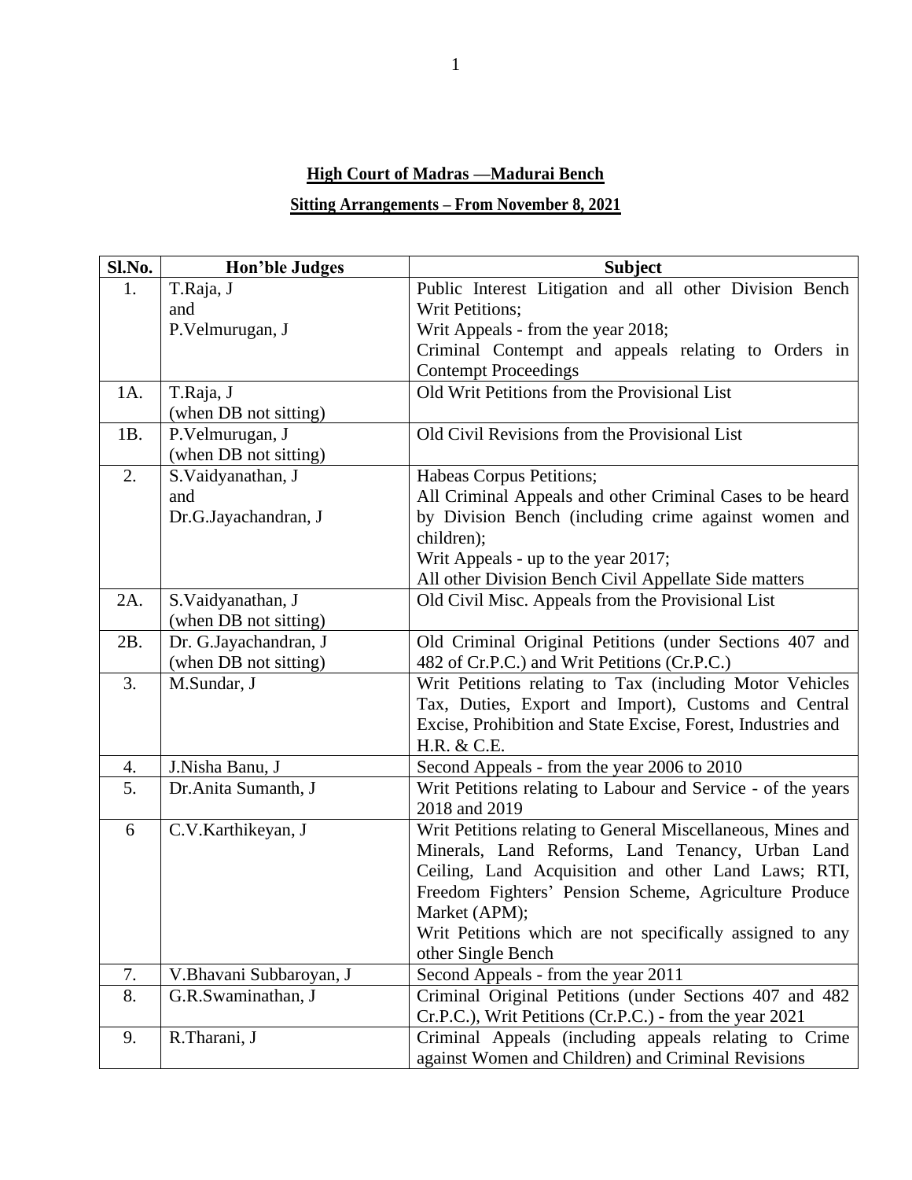## High Court of Madras —Madurai Bench

### Sitting Arrangements – From November 8, 2021

| Sl.No. | Hon'ble Judges | Subject |
|---|---|---|
| 1. | T.Raja, J<br>and<br>P.Velmurugan, J | Public Interest Litigation and all other Division Bench Writ Petitions;<br>Writ Appeals - from the year 2018;<br>Criminal Contempt and appeals relating to Orders in Contempt Proceedings |
| 1A. | T.Raja, J<br>(when DB not sitting) | Old Writ Petitions from the Provisional List |
| 1B. | P.Velmurugan, J<br>(when DB not sitting) | Old Civil Revisions from the Provisional List |
| 2. | S.Vaidyanathan, J<br>and<br>Dr.G.Jayachandran, J | Habeas Corpus Petitions;<br>All Criminal Appeals and other Criminal Cases to be heard by Division Bench (including crime against women and children);<br>Writ Appeals - up to the year 2017;<br>All other Division Bench Civil Appellate Side matters |
| 2A. | S.Vaidyanathan, J<br>(when DB not sitting) | Old Civil Misc. Appeals from the Provisional List |
| 2B. | Dr. G.Jayachandran, J<br>(when DB not sitting) | Old Criminal Original Petitions (under Sections 407 and 482 of Cr.P.C.) and Writ Petitions (Cr.P.C.) |
| 3. | M.Sundar, J | Writ Petitions relating to Tax (including Motor Vehicles Tax, Duties, Export and Import), Customs and Central Excise, Prohibition and State Excise, Forest, Industries and H.R. & C.E. |
| 4. | J.Nisha Banu, J | Second Appeals - from the year 2006 to 2010 |
| 5. | Dr.Anita Sumanth, J | Writ Petitions relating to Labour and Service - of the years 2018 and 2019 |
| 6 | C.V.Karthikeyan, J | Writ Petitions relating to General Miscellaneous, Mines and Minerals, Land Reforms, Land Tenancy, Urban Land Ceiling, Land Acquisition and other Land Laws; RTI, Freedom Fighters' Pension Scheme, Agriculture Produce Market (APM);<br>Writ Petitions which are not specifically assigned to any other Single Bench |
| 7. | V.Bhavani Subbaroyan, J | Second Appeals - from the year 2011 |
| 8. | G.R.Swaminathan, J | Criminal Original Petitions (under Sections 407 and 482 Cr.P.C.), Writ Petitions (Cr.P.C.) - from the year 2021 |
| 9. | R.Tharani, J | Criminal Appeals (including appeals relating to Crime against Women and Children) and Criminal Revisions |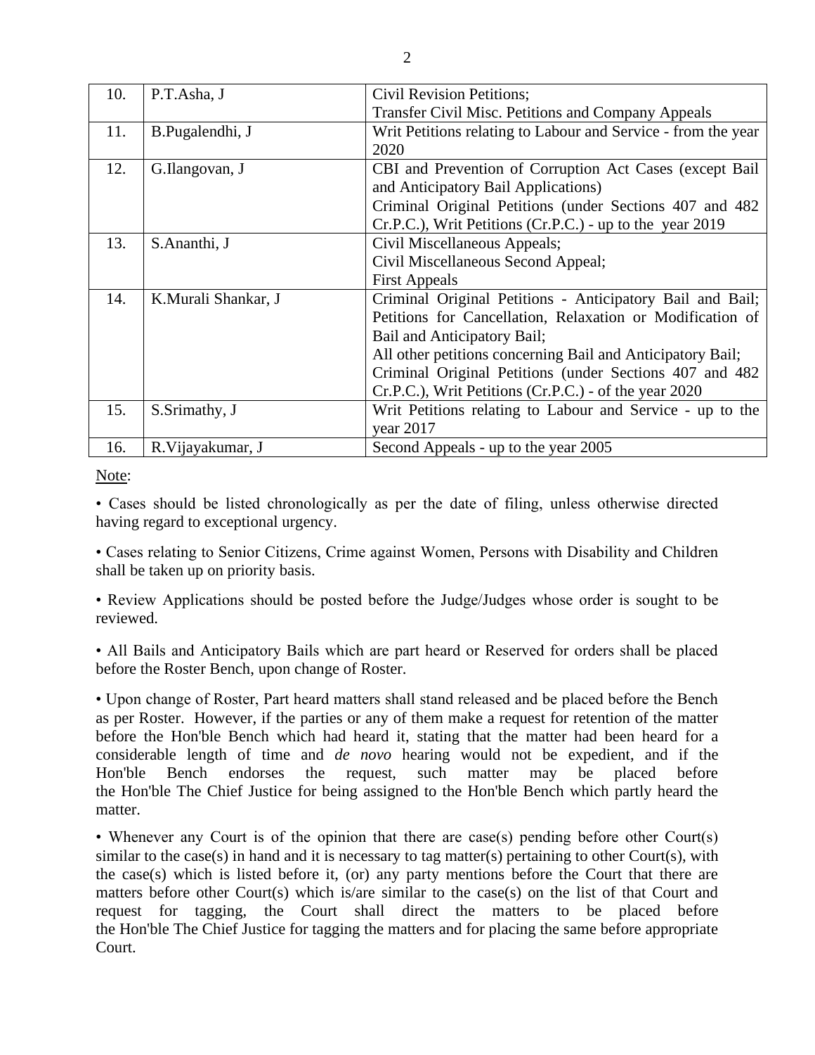| 10. | P.T.Asha, J | Civil Revision Petitions;<br>Transfer Civil Misc. Petitions and Company Appeals |
|---|---|---|
| 11. | B.Pugalendhi, J | Writ Petitions relating to Labour and Service - from the year 2020 |
| 12. | G.Ilangovan, J | CBI and Prevention of Corruption Act Cases (except Bail and Anticipatory Bail Applications)<br>Criminal Original Petitions (under Sections 407 and 482 Cr.P.C.), Writ Petitions (Cr.P.C.) - up to the year 2019 |
| 13. | S.Ananthi, J | Civil Miscellaneous Appeals;<br>Civil Miscellaneous Second Appeal;<br>First Appeals |
| 14. | K.Murali Shankar, J | Criminal Original Petitions - Anticipatory Bail and Bail;<br>Petitions for Cancellation, Relaxation or Modification of Bail and Anticipatory Bail;<br>All other petitions concerning Bail and Anticipatory Bail;<br>Criminal Original Petitions (under Sections 407 and 482 Cr.P.C.), Writ Petitions (Cr.P.C.) - of the year 2020 |
| 15. | S.Srimathy, J | Writ Petitions relating to Labour and Service - up to the year 2017 |
| 16. | R.Vijayakumar, J | Second Appeals - up to the year 2005 |

Note:

• Cases should be listed chronologically as per the date of filing, unless otherwise directed having regard to exceptional urgency.

• Cases relating to Senior Citizens, Crime against Women, Persons with Disability and Children shall be taken up on priority basis.

• Review Applications should be posted before the Judge/Judges whose order is sought to be reviewed.

• All Bails and Anticipatory Bails which are part heard or Reserved for orders shall be placed before the Roster Bench, upon change of Roster.

• Upon change of Roster, Part heard matters shall stand released and be placed before the Bench as per Roster. However, if the parties or any of them make a request for retention of the matter before the Hon'ble Bench which had heard it, stating that the matter had been heard for a considerable length of time and *de novo* hearing would not be expedient, and if the Hon'ble Bench endorses the request, such matter may be placed before the Hon'ble The Chief Justice for being assigned to the Hon'ble Bench which partly heard the matter.

• Whenever any Court is of the opinion that there are case(s) pending before other Court(s) similar to the case(s) in hand and it is necessary to tag matter(s) pertaining to other Court(s), with the case(s) which is listed before it, (or) any party mentions before the Court that there are matters before other Court(s) which is/are similar to the case(s) on the list of that Court and request for tagging, the Court shall direct the matters to be placed before the Hon'ble The Chief Justice for tagging the matters and for placing the same before appropriate Court.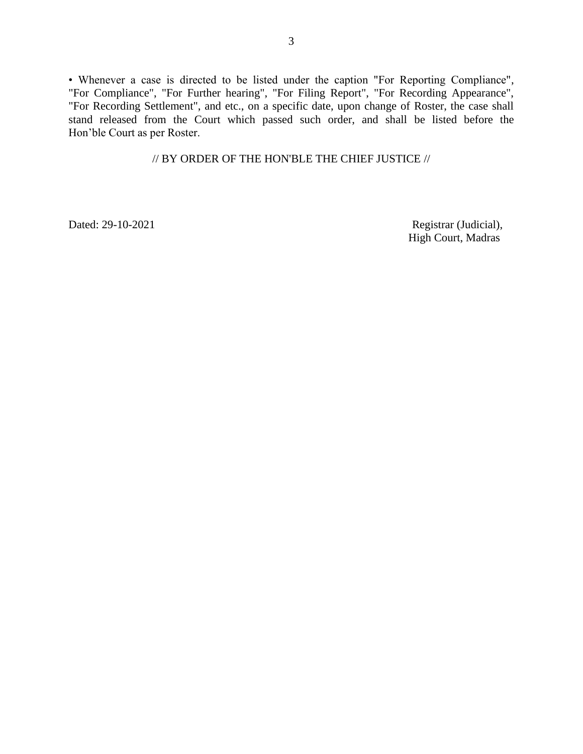- Whenever a case is directed to be listed under the caption "For Reporting Compliance", "For Compliance", "For Further hearing", "For Filing Report", "For Recording Appearance", "For Recording Settlement", and etc., on a specific date, upon change of Roster, the case shall stand released from the Court which passed such order, and shall be listed before the Hon'ble Court as per Roster.

// BY ORDER OF THE HON'BLE THE CHIEF JUSTICE //

Dated: 29-10-2021

Registrar (Judicial),
High Court, Madras